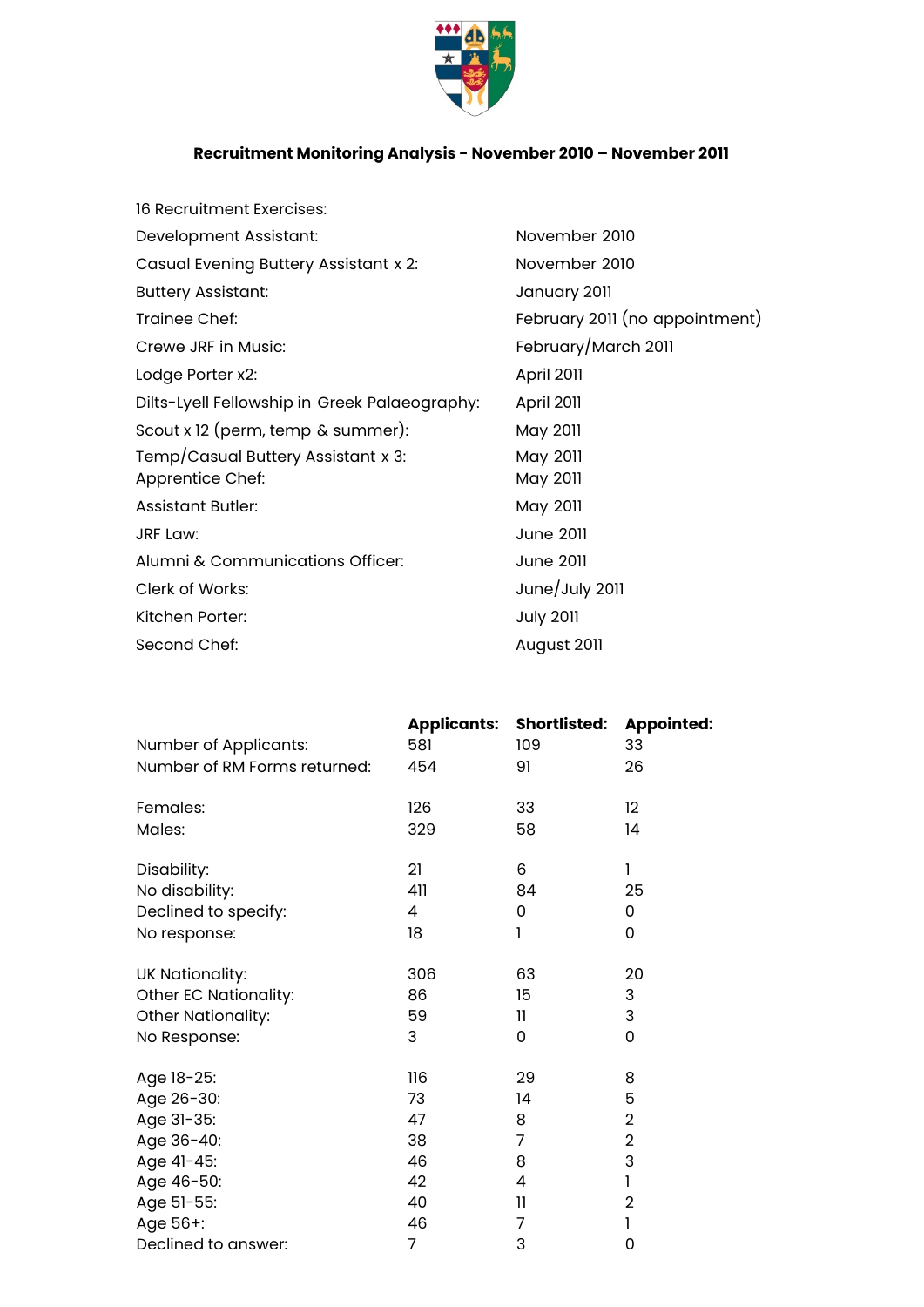**Recruitment Monitoring Analysis - November 2010 – November 2011**

16 Recruitment Exercises:

| | |
|---|---|
| Development Assistant: | November 2010 |
| Casual Evening Buttery Assistant x 2: | November 2010 |
| Buttery Assistant: | January 2011 |
| Trainee Chef: | February 2011 (no appointment) |
| Crewe JRF in Music: | February/March 2011 |
| Lodge Porter x2: | April 2011 |
| Dilts-Lyell Fellowship in Greek Palaeography: | April 2011 |
| Scout x 12 (perm, temp & summer): | May 2011 |
| Temp/Casual Buttery Assistant x 3: | May 2011 |
| Apprentice Chef: | May 2011 |
| Assistant Butler: | May 2011 |
| JRF Law: | June 2011 |
| Alumni & Communications Officer: | June 2011 |
| Clerk of Works: | June/July 2011 |
| Kitchen Porter: | July 2011 |
| Second Chef: | August 2011 |

| | **Applicants:** | **Shortlisted:** | **Appointed:** |
|---|---|---|---|
| Number of Applicants: | 581 | 109 | 33 |
| Number of RM Forms returned: | 454 | 91 | 26 |
| | | | |
| Females: | 126 | 33 | 12 |
| Males: | 329 | 58 | 14 |
| | | | |
| Disability: | 21 | 6 | 1 |
| No disability: | 411 | 84 | 25 |
| Declined to specify: | 4 | 0 | 0 |
| No response: | 18 | 1 | 0 |
| | | | |
| UK Nationality: | 306 | 63 | 20 |
| Other EC Nationality: | 86 | 15 | 3 |
| Other Nationality: | 59 | 11 | 3 |
| No Response: | 3 | 0 | 0 |
| | | | |
| Age 18-25: | 116 | 29 | 8 |
| Age 26-30: | 73 | 14 | 5 |
| Age 31-35: | 47 | 8 | 2 |
| Age 36-40: | 38 | 7 | 2 |
| Age 41-45: | 46 | 8 | 3 |
| Age 46-50: | 42 | 4 | 1 |
| Age 51-55: | 40 | 11 | 2 |
| Age 56+: | 46 | 7 | 1 |
| Declined to answer: | 7 | 3 | 0 |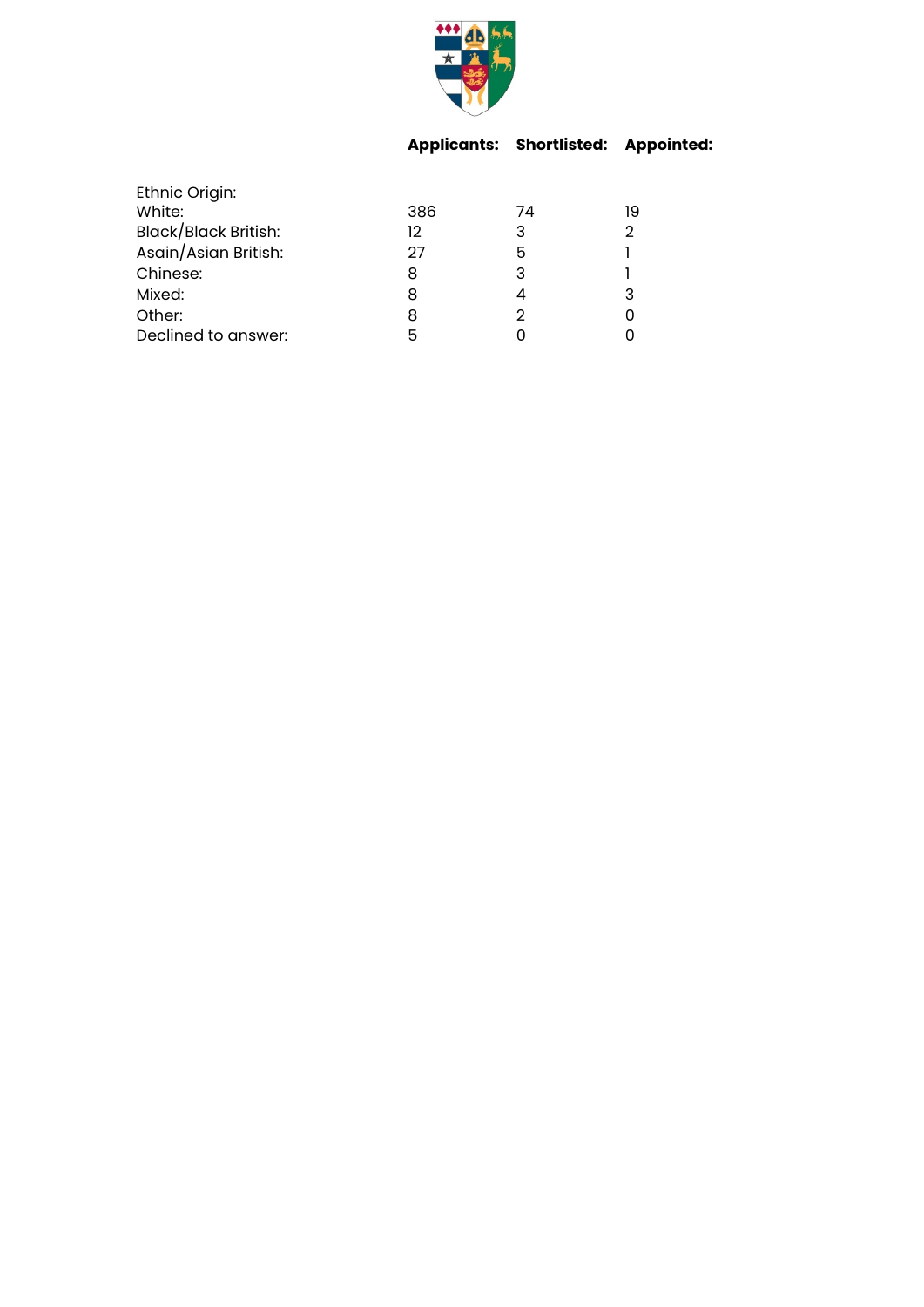| | Applicants: | Shortlisted: | Appointed: |
|---|---|---|---|
| Ethnic Origin: | | | |
| White: | 386 | 74 | 19 |
| Black/Black British: | 12 | 3 | 2 |
| Asain/Asian British: | 27 | 5 | 1 |
| Chinese: | 8 | 3 | 1 |
| Mixed: | 8 | 4 | 3 |
| Other: | 8 | 2 | 0 |
| Declined to answer: | 5 | 0 | 0 |